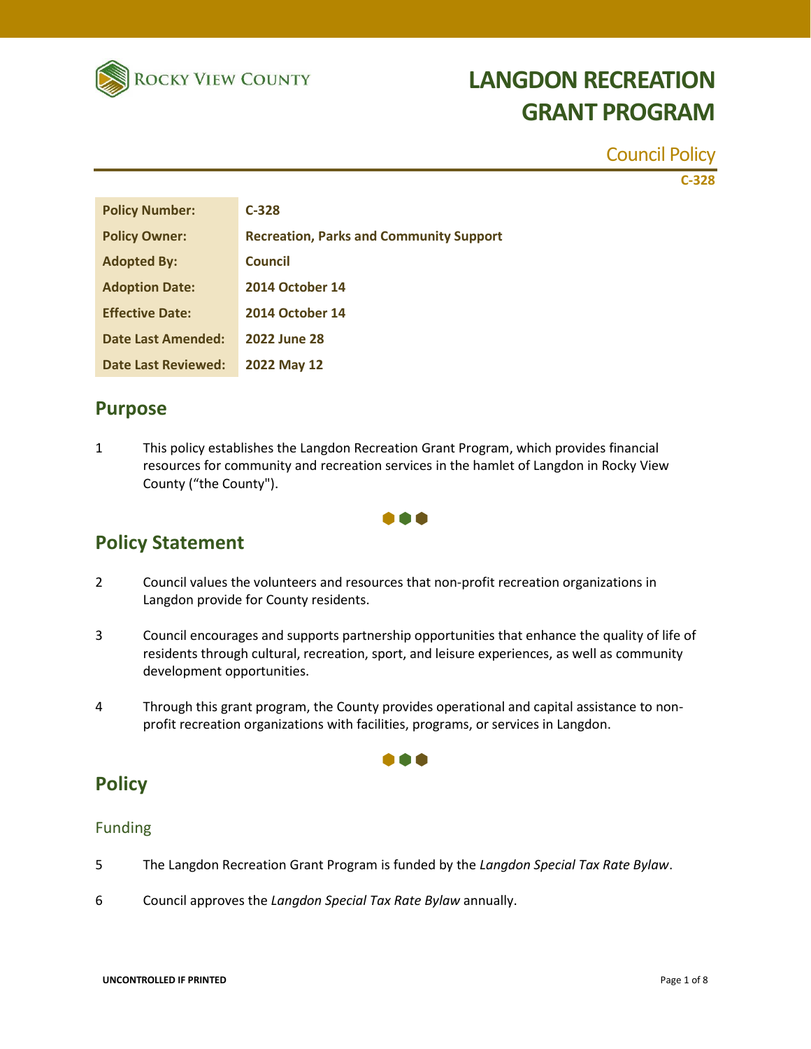Rocky View County

# LANGDON RECREATION GRANT PROGRAM

Council Policy

C-328

| Policy Number: | C-328 |
|---|---|
| Policy Owner: | Recreation, Parks and Community Support |
| Adopted By: | Council |
| Adoption Date: | 2014 October 14 |
| Effective Date: | 2014 October 14 |
| Date Last Amended: | 2022 June 28 |
| Date Last Reviewed: | 2022 May 12 |

## Purpose

1 This policy establishes the Langdon Recreation Grant Program, which provides financial resources for community and recreation services in the hamlet of Langdon in Rocky View County ("the County").

## Policy Statement

2 Council values the volunteers and resources that non-profit recreation organizations in Langdon provide for County residents.

3 Council encourages and supports partnership opportunities that enhance the quality of life of residents through cultural, recreation, sport, and leisure experiences, as well as community development opportunities.

4 Through this grant program, the County provides operational and capital assistance to non-profit recreation organizations with facilities, programs, or services in Langdon.

## Policy

### Funding

5 The Langdon Recreation Grant Program is funded by the *Langdon Special Tax Rate Bylaw*.

6 Council approves the *Langdon Special Tax Rate Bylaw* annually.

UNCONTROLLED IF PRINTED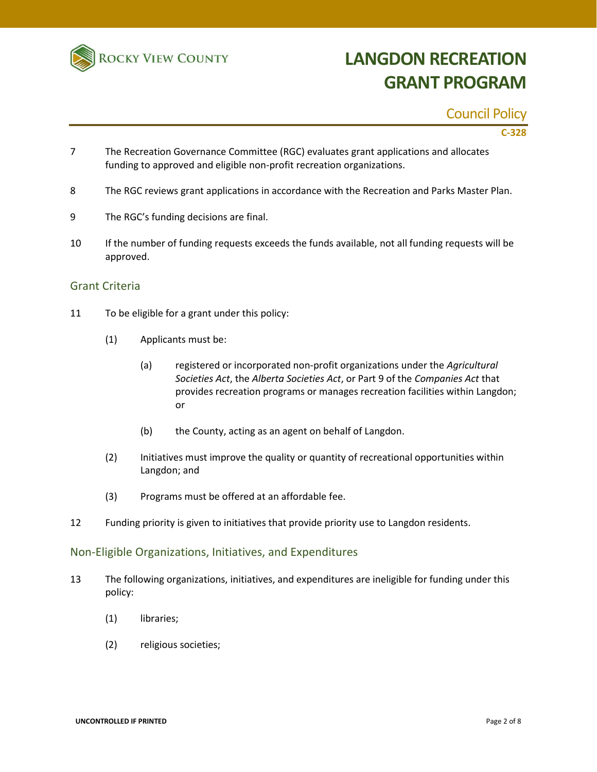7 The Recreation Governance Committee (RGC) evaluates grant applications and allocates funding to approved and eligible non-profit recreation organizations.

8 The RGC reviews grant applications in accordance with the Recreation and Parks Master Plan.

9 The RGC's funding decisions are final.

10 If the number of funding requests exceeds the funds available, not all funding requests will be approved.

## Grant Criteria

11 To be eligible for a grant under this policy:

(1) Applicants must be:

(a) registered or incorporated non-profit organizations under the *Agricultural Societies Act*, the *Alberta Societies Act*, or Part 9 of the *Companies Act* that provides recreation programs or manages recreation facilities within Langdon; or

(b) the County, acting as an agent on behalf of Langdon.

(2) Initiatives must improve the quality or quantity of recreational opportunities within Langdon; and

(3) Programs must be offered at an affordable fee.

12 Funding priority is given to initiatives that provide priority use to Langdon residents.

## Non-Eligible Organizations, Initiatives, and Expenditures

13 The following organizations, initiatives, and expenditures are ineligible for funding under this policy:

(1) libraries;

(2) religious societies;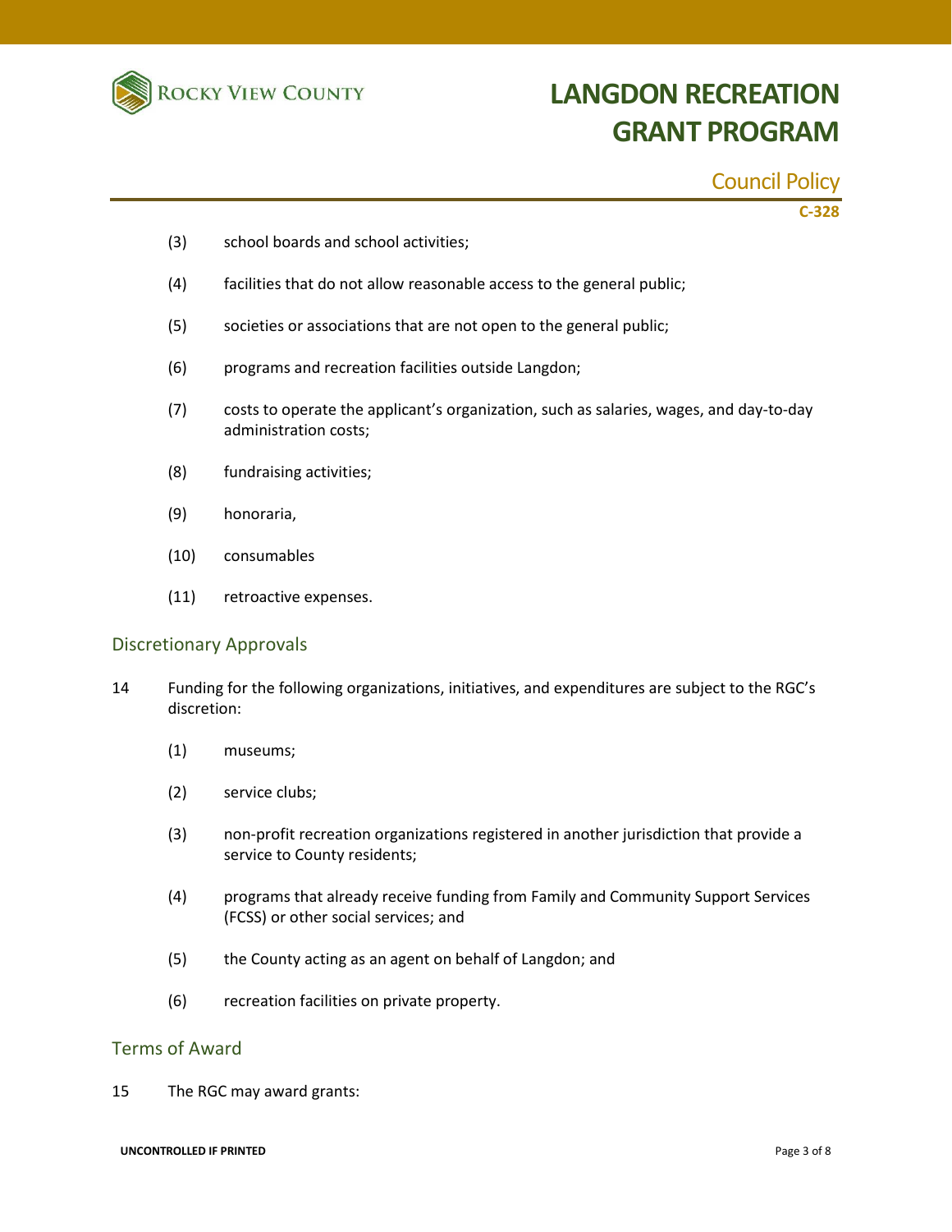(3) school boards and school activities;

(4) facilities that do not allow reasonable access to the general public;

(5) societies or associations that are not open to the general public;

(6) programs and recreation facilities outside Langdon;

(7) costs to operate the applicant's organization, such as salaries, wages, and day-to-day administration costs;

(8) fundraising activities;

(9) honoraria,

(10) consumables

(11) retroactive expenses.

## Discretionary Approvals

14 Funding for the following organizations, initiatives, and expenditures are subject to the RGC's discretion:

(1) museums;

(2) service clubs;

(3) non-profit recreation organizations registered in another jurisdiction that provide a service to County residents;

(4) programs that already receive funding from Family and Community Support Services (FCSS) or other social services; and

(5) the County acting as an agent on behalf of Langdon; and

(6) recreation facilities on private property.

## Terms of Award

15 The RGC may award grants: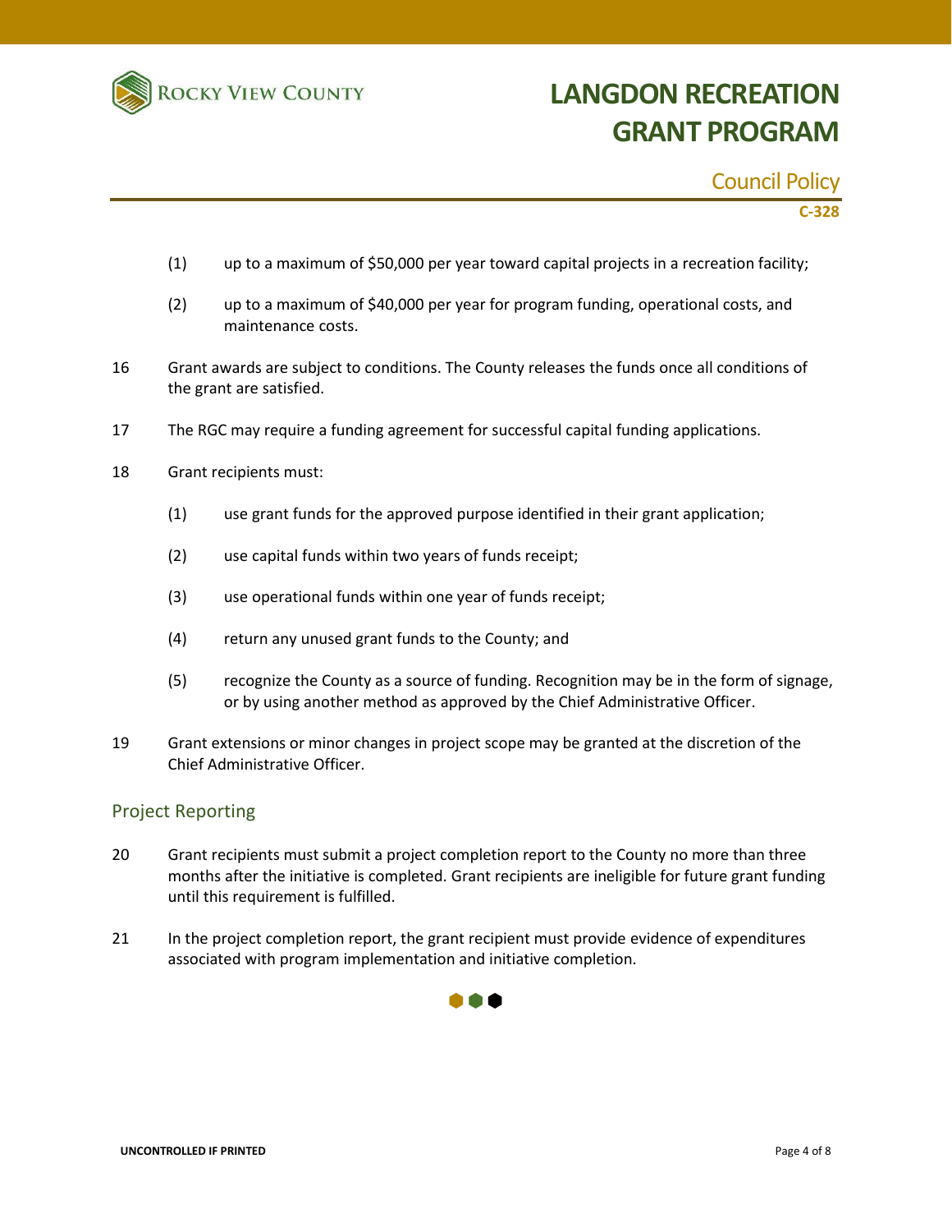(1) up to a maximum of $50,000 per year toward capital projects in a recreation facility;

(2) up to a maximum of $40,000 per year for program funding, operational costs, and maintenance costs.

16 Grant awards are subject to conditions. The County releases the funds once all conditions of the grant are satisfied.

17 The RGC may require a funding agreement for successful capital funding applications.

18 Grant recipients must:

(1) use grant funds for the approved purpose identified in their grant application;

(2) use capital funds within two years of funds receipt;

(3) use operational funds within one year of funds receipt;

(4) return any unused grant funds to the County; and

(5) recognize the County as a source of funding. Recognition may be in the form of signage, or by using another method as approved by the Chief Administrative Officer.

19 Grant extensions or minor changes in project scope may be granted at the discretion of the Chief Administrative Officer.

## Project Reporting

20 Grant recipients must submit a project completion report to the County no more than three months after the initiative is completed. Grant recipients are ineligible for future grant funding until this requirement is fulfilled.

21 In the project completion report, the grant recipient must provide evidence of expenditures associated with program implementation and initiative completion.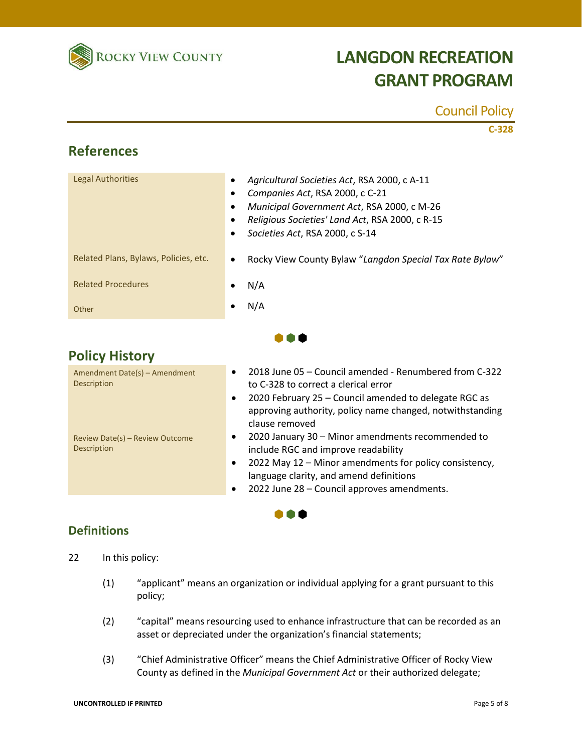# LANGDON RECREATION GRANT PROGRAM

Council Policy

**C-328**

## References

| | |
|---|---|
| Legal Authorities | • *Agricultural Societies Act*, RSA 2000, c A-11<br>• *Companies Act*, RSA 2000, c C-21<br>• *Municipal Government Act*, RSA 2000, c M-26<br>• *Religious Societies' Land Act*, RSA 2000, c R-15<br>• *Societies Act*, RSA 2000, c S-14 |
| Related Plans, Bylaws, Policies, etc. | • Rocky View County Bylaw "*Langdon Special Tax Rate Bylaw*" |
| Related Procedures | • N/A |
| Other | • N/A |

## Policy History

| | |
|---|---|
| Amendment Date(s) – Amendment Description | • 2018 June 05 – Council amended - Renumbered from C-322 to C-328 to correct a clerical error<br>• 2020 February 25 – Council amended to delegate RGC as approving authority, policy name changed, notwithstanding clause removed |
| Review Date(s) – Review Outcome Description | • 2020 January 30 – Minor amendments recommended to include RGC and improve readability<br>• 2022 May 12 – Minor amendments for policy consistency, language clarity, and amend definitions<br>• 2022 June 28 – Council approves amendments. |

## Definitions

22 In this policy:

(1) "applicant" means an organization or individual applying for a grant pursuant to this policy;

(2) "capital" means resourcing used to enhance infrastructure that can be recorded as an asset or depreciated under the organization's financial statements;

(3) "Chief Administrative Officer" means the Chief Administrative Officer of Rocky View County as defined in the *Municipal Government Act* or their authorized delegate;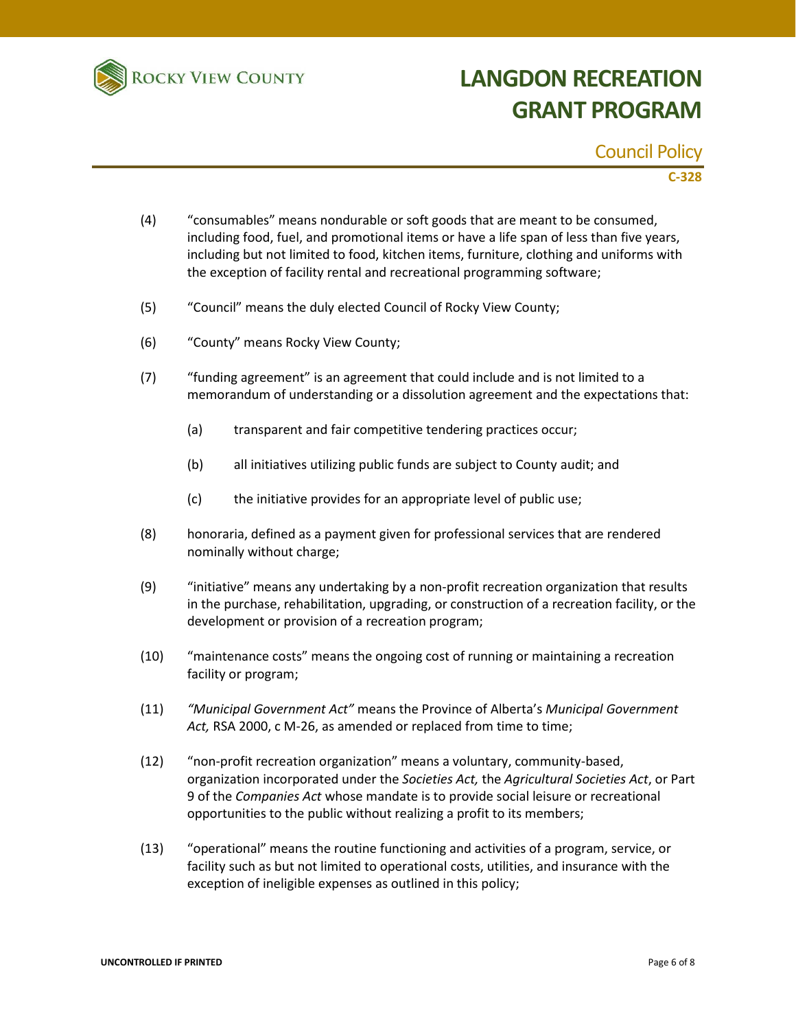(4) “consumables” means nondurable or soft goods that are meant to be consumed, including food, fuel, and promotional items or have a life span of less than five years, including but not limited to food, kitchen items, furniture, clothing and uniforms with the exception of facility rental and recreational programming software;

(5) “Council” means the duly elected Council of Rocky View County;

(6) “County” means Rocky View County;

(7) “funding agreement” is an agreement that could include and is not limited to a memorandum of understanding or a dissolution agreement and the expectations that:

  (a) transparent and fair competitive tendering practices occur;

  (b) all initiatives utilizing public funds are subject to County audit; and

  (c) the initiative provides for an appropriate level of public use;

(8) honoraria, defined as a payment given for professional services that are rendered nominally without charge;

(9) “initiative” means any undertaking by a non-profit recreation organization that results in the purchase, rehabilitation, upgrading, or construction of a recreation facility, or the development or provision of a recreation program;

(10) “maintenance costs” means the ongoing cost of running or maintaining a recreation facility or program;

(11) *“Municipal Government Act”* means the Province of Alberta’s *Municipal Government Act,* RSA 2000, c M-26, as amended or replaced from time to time;

(12) “non-profit recreation organization” means a voluntary, community-based, organization incorporated under the *Societies Act,* the *Agricultural Societies Act*, or Part 9 of the *Companies Act* whose mandate is to provide social leisure or recreational opportunities to the public without realizing a profit to its members;

(13) “operational” means the routine functioning and activities of a program, service, or facility such as but not limited to operational costs, utilities, and insurance with the exception of ineligible expenses as outlined in this policy;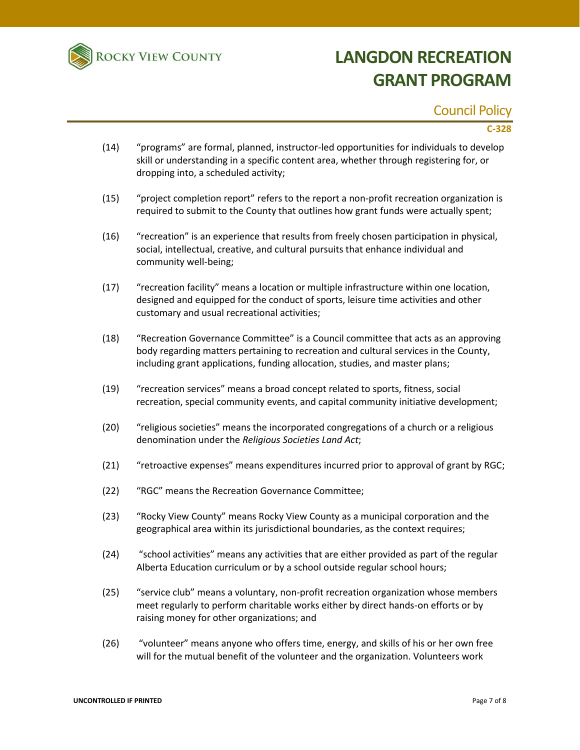(14) "programs" are formal, planned, instructor-led opportunities for individuals to develop skill or understanding in a specific content area, whether through registering for, or dropping into, a scheduled activity;

(15) "project completion report" refers to the report a non-profit recreation organization is required to submit to the County that outlines how grant funds were actually spent;

(16) "recreation" is an experience that results from freely chosen participation in physical, social, intellectual, creative, and cultural pursuits that enhance individual and community well-being;

(17) "recreation facility" means a location or multiple infrastructure within one location, designed and equipped for the conduct of sports, leisure time activities and other customary and usual recreational activities;

(18) "Recreation Governance Committee" is a Council committee that acts as an approving body regarding matters pertaining to recreation and cultural services in the County, including grant applications, funding allocation, studies, and master plans;

(19) "recreation services" means a broad concept related to sports, fitness, social recreation, special community events, and capital community initiative development;

(20) "religious societies" means the incorporated congregations of a church or a religious denomination under the *Religious Societies Land Act*;

(21) "retroactive expenses" means expenditures incurred prior to approval of grant by RGC;

(22) "RGC" means the Recreation Governance Committee;

(23) "Rocky View County" means Rocky View County as a municipal corporation and the geographical area within its jurisdictional boundaries, as the context requires;

(24) "school activities" means any activities that are either provided as part of the regular Alberta Education curriculum or by a school outside regular school hours;

(25) "service club" means a voluntary, non-profit recreation organization whose members meet regularly to perform charitable works either by direct hands-on efforts or by raising money for other organizations; and

(26) "volunteer" means anyone who offers time, energy, and skills of his or her own free will for the mutual benefit of the volunteer and the organization. Volunteers work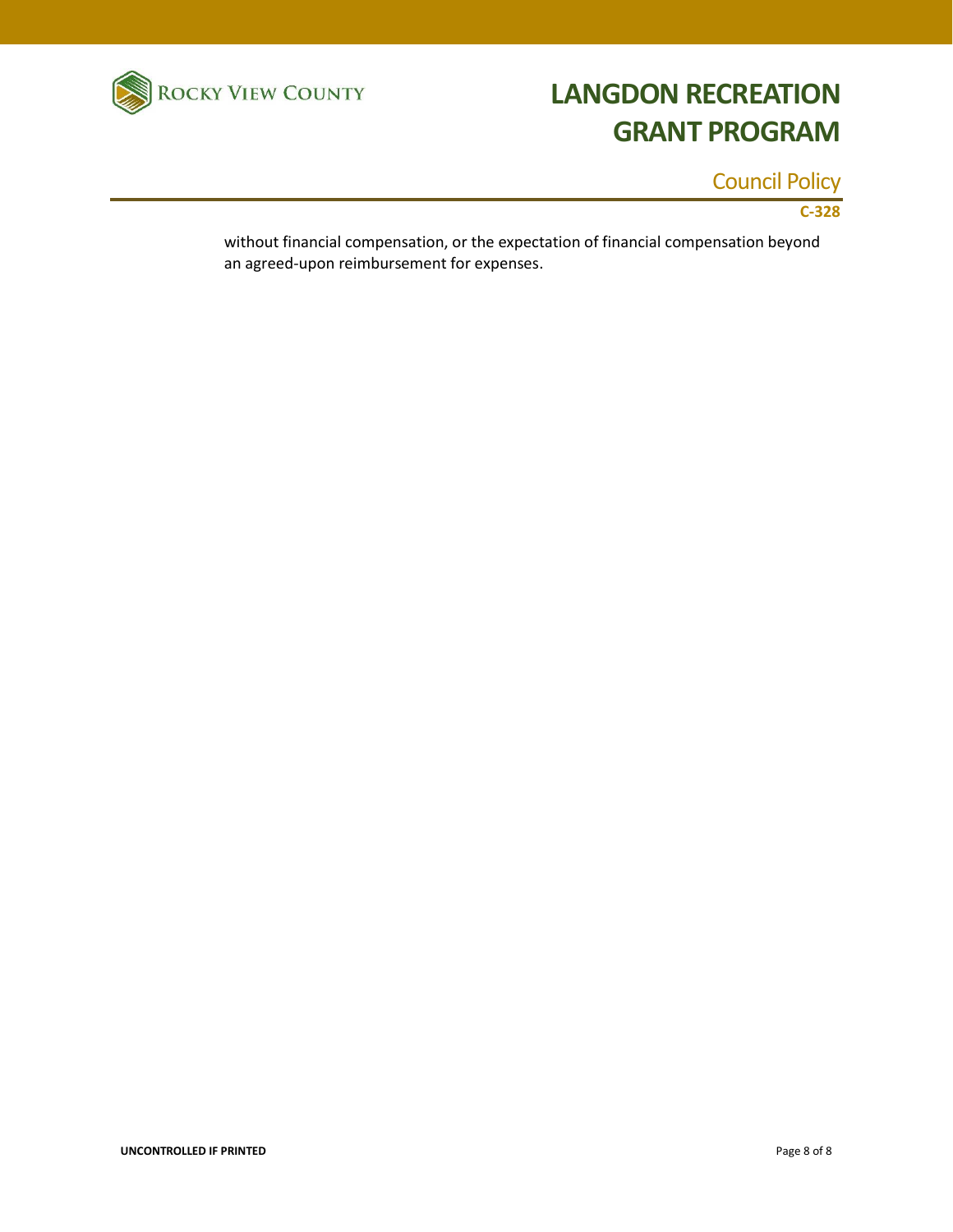without financial compensation, or the expectation of financial compensation beyond an agreed-upon reimbursement for expenses.